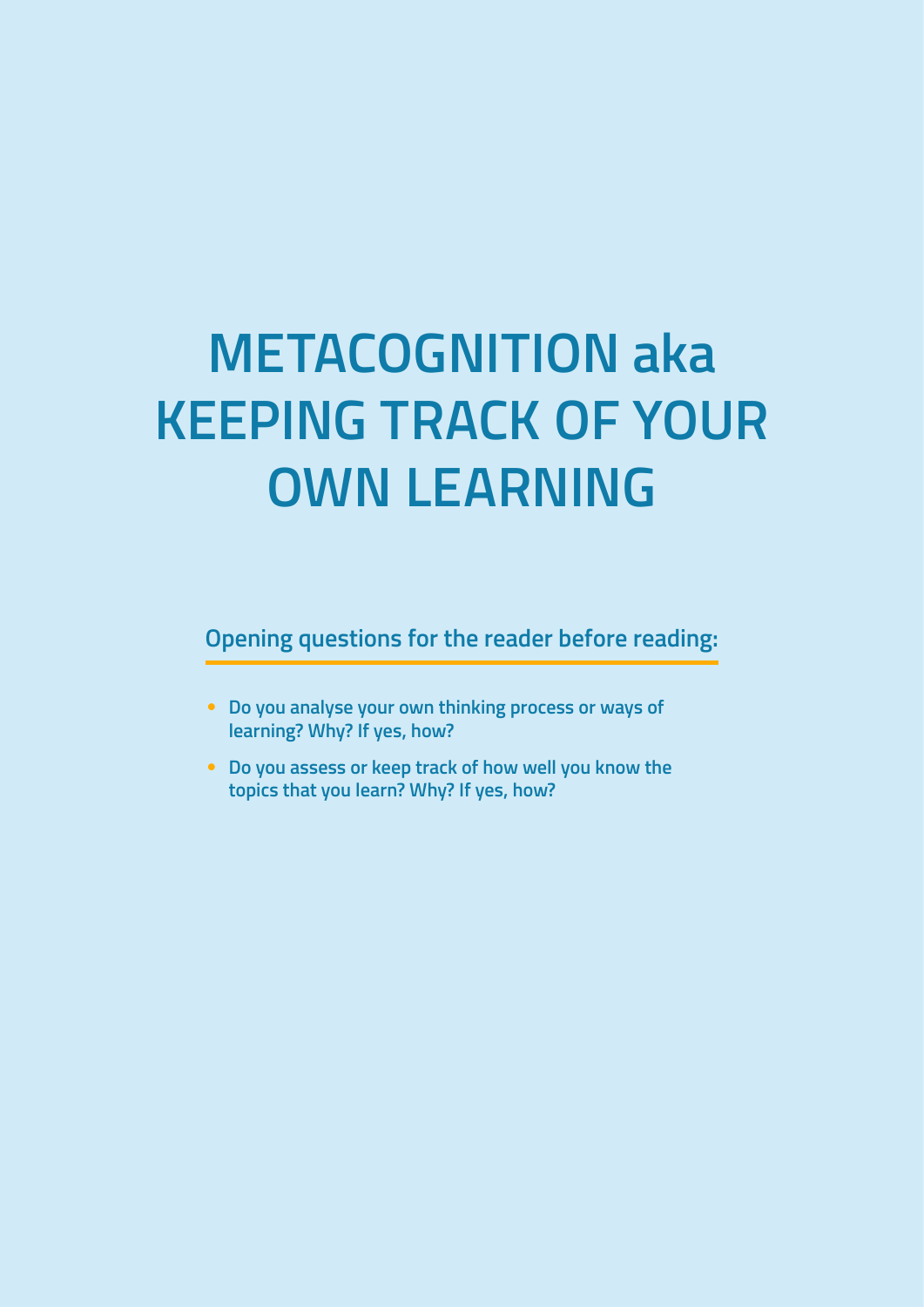# METACOGNITION aka KEEPING TRACK OF YOUR OWN LEARNING

## Opening questions for the reader before reading:

- **Do you analyse your own thinking process or ways of learning? Why? If yes, how?**
- **Do you assess or keep track of how well you know the topics that you learn? Why? If yes, how?**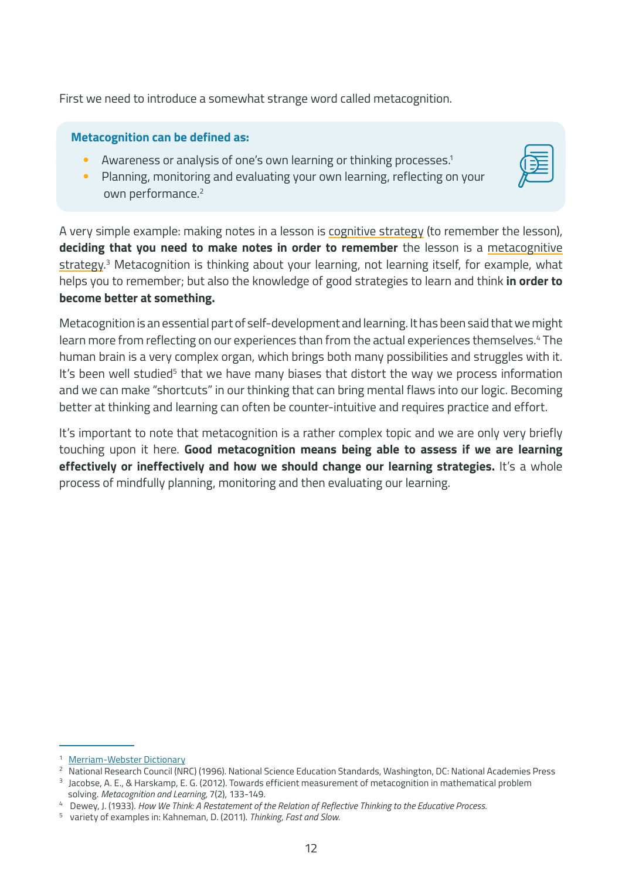First we need to introduce a somewhat strange word called metacognition.

**Metacognition can be defined as:**

- Awareness or analysis of one's own learning or thinking processes.[1]
- Planning, monitoring and evaluating your own learning, reflecting on your own performance.[2]

A very simple example: making notes in a lesson is cognitive strategy (to remember the lesson), **deciding that you need to make notes in order to remember** the lesson is a metacognitive strategy.[3] Metacognition is thinking about your learning, not learning itself, for example, what helps you to remember; but also the knowledge of good strategies to learn and think **in order to become better at something.**

Metacognition is an essential part of self-development and learning. It has been said that we might learn more from reflecting on our experiences than from the actual experiences themselves.[4] The human brain is a very complex organ, which brings both many possibilities and struggles with it. It's been well studied[5] that we have many biases that distort the way we process information and we can make "shortcuts" in our thinking that can bring mental flaws into our logic. Becoming better at thinking and learning can often be counter-intuitive and requires practice and effort.

It's important to note that metacognition is a rather complex topic and we are only very briefly touching upon it here. **Good metacognition means being able to assess if we are learning effectively or ineffectively and how we should change our learning strategies.** It's a whole process of mindfully planning, monitoring and then evaluating our learning.

---

[1] Merriam-Webster Dictionary

[2] National Research Council (NRC) (1996). National Science Education Standards, Washington, DC: National Academies Press

[3] Jacobse, A. E., & Harskamp, E. G. (2012). Towards efficient measurement of metacognition in mathematical problem solving. *Metacognition and Learning,* 7(2), 133-149.

[4] Dewey, J. (1933). *How We Think: A Restatement of the Relation of Reflective Thinking to the Educative Process.*

[5] variety of examples in: Kahneman, D. (2011). *Thinking, Fast and Slow.*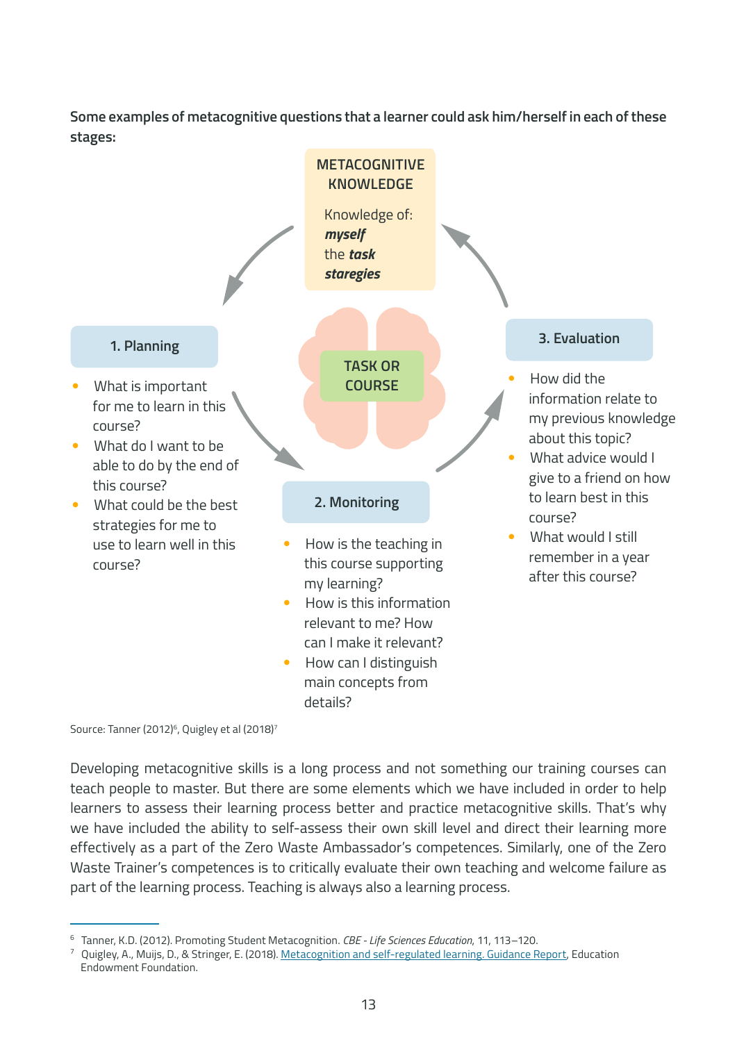**Some examples of metacognitive questions that a learner could ask him/herself in each of these stages:**

METACOGNITIVE KNOWLEDGE

Knowledge of:
***myself***
the ***task***
***staregies***

TASK OR COURSE

**1. Planning**

- What is important for me to learn in this course?
- What do I want to be able to do by the end of this course?
- What could be the best strategies for me to use to learn well in this course?

**2. Monitoring**

- How is the teaching in this course supporting my learning?
- How is this information relevant to me? How can I make it relevant?
- How can I distinguish main concepts from details?

**3. Evaluation**

- How did the information relate to my previous knowledge about this topic?
- What advice would I give to a friend on how to learn best in this course?
- What would I still remember in a year after this course?

Source: Tanner (2012)[6], Quigley et al (2018)[7]

Developing metacognitive skills is a long process and not something our training courses can teach people to master. But there are some elements which we have included in order to help learners to assess their learning process better and practice metacognitive skills. That's why we have included the ability to self-assess their own skill level and direct their learning more effectively as a part of the Zero Waste Ambassador's competences. Similarly, one of the Zero Waste Trainer's competences is to critically evaluate their own teaching and welcome failure as part of the learning process. Teaching is always also a learning process.

---

[6] Tanner, K.D. (2012). Promoting Student Metacognition. *CBE - Life Sciences Education*, 11, 113–120.

[7] Quigley, A., Muijs, D., & Stringer, E. (2018). Metacognition and self-regulated learning. Guidance Report, Education Endowment Foundation.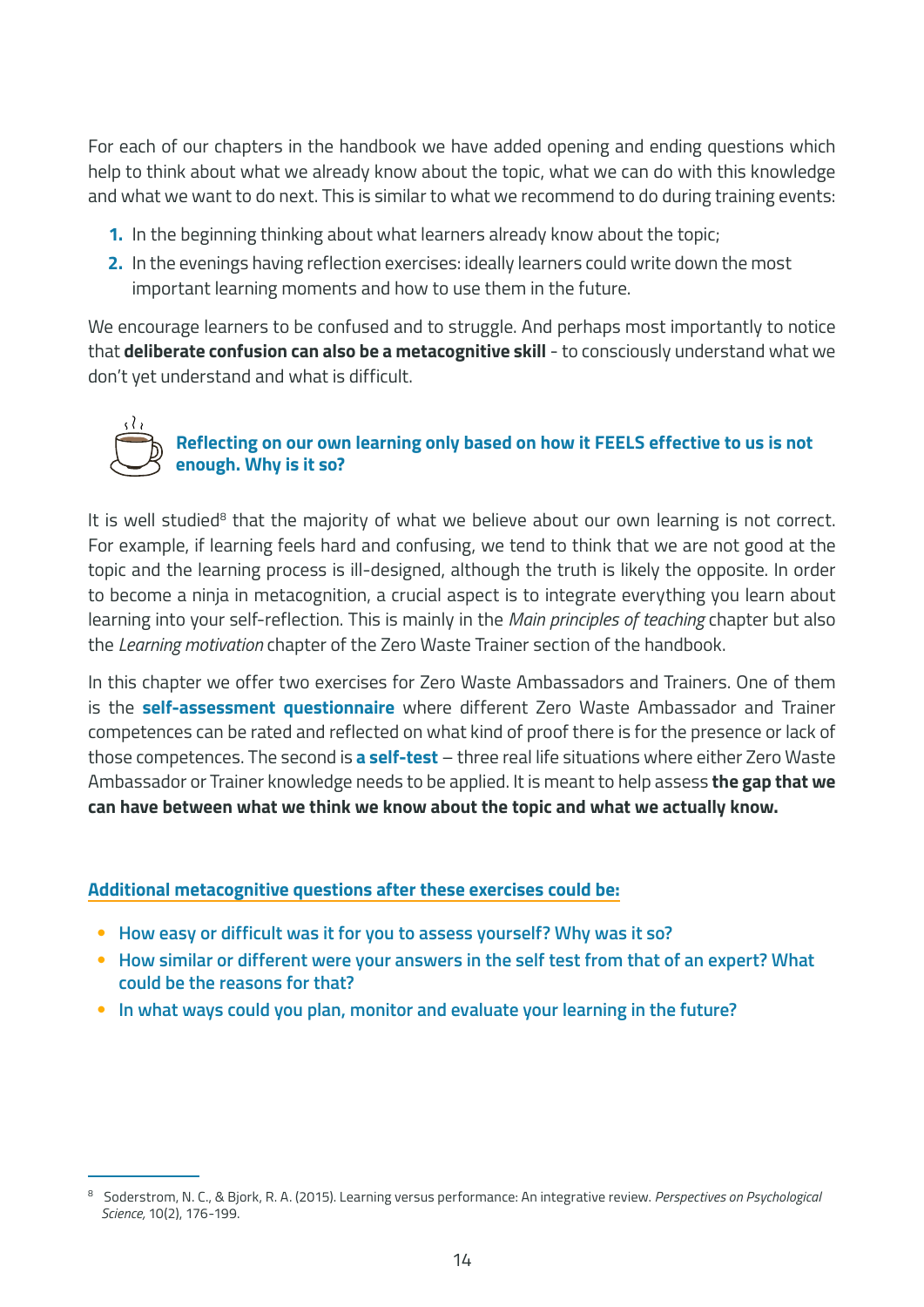For each of our chapters in the handbook we have added opening and ending questions which help to think about what we already know about the topic, what we can do with this knowledge and what we want to do next. This is similar to what we recommend to do during training events:

1. In the beginning thinking about what learners already know about the topic;
2. In the evenings having reflection exercises: ideally learners could write down the most important learning moments and how to use them in the future.

We encourage learners to be confused and to struggle. And perhaps most importantly to notice that **deliberate confusion can also be a metacognitive skill** - to consciously understand what we don't yet understand and what is difficult.

**Reflecting on our own learning only based on how it FEELS effective to us is not enough. Why is it so?**

It is well studied[8] that the majority of what we believe about our own learning is not correct. For example, if learning feels hard and confusing, we tend to think that we are not good at the topic and the learning process is ill-designed, although the truth is likely the opposite. In order to become a ninja in metacognition, a crucial aspect is to integrate everything you learn about learning into your self-reflection. This is mainly in the *Main principles of teaching* chapter but also the *Learning motivation* chapter of the Zero Waste Trainer section of the handbook.

In this chapter we offer two exercises for Zero Waste Ambassadors and Trainers. One of them is the **self-assessment questionnaire** where different Zero Waste Ambassador and Trainer competences can be rated and reflected on what kind of proof there is for the presence or lack of those competences. The second is **a self-test** – three real life situations where either Zero Waste Ambassador or Trainer knowledge needs to be applied. It is meant to help assess **the gap that we can have between what we think we know about the topic and what we actually know.**

**Additional metacognitive questions after these exercises could be:**

- How easy or difficult was it for you to assess yourself? Why was it so?
- How similar or different were your answers in the self test from that of an expert? What could be the reasons for that?
- In what ways could you plan, monitor and evaluate your learning in the future?

[8] Soderstrom, N. C., & Bjork, R. A. (2015). Learning versus performance: An integrative review. *Perspectives on Psychological Science,* 10(2), 176-199.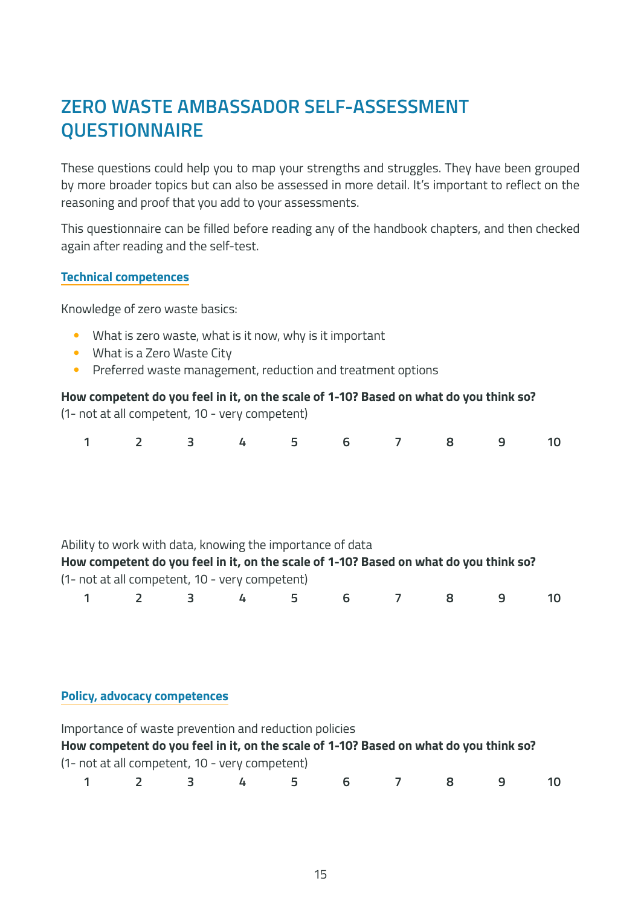# ZERO WASTE AMBASSADOR SELF-ASSESSMENT QUESTIONNAIRE

These questions could help you to map your strengths and struggles. They have been grouped by more broader topics but can also be assessed in more detail. It's important to reflect on the reasoning and proof that you add to your assessments.

This questionnaire can be filled before reading any of the handbook chapters, and then checked again after reading and the self-test.

## Technical competences

Knowledge of zero waste basics:

- What is zero waste, what is it now, why is it important
- What is a Zero Waste City
- Preferred waste management, reduction and treatment options

**How competent do you feel in it, on the scale of 1-10? Based on what do you think so?**
(1- not at all competent, 10 - very competent)

1 2 3 4 5 6 7 8 9 10

Ability to work with data, knowing the importance of data
**How competent do you feel in it, on the scale of 1-10? Based on what do you think so?**
(1- not at all competent, 10 - very competent)

1 2 3 4 5 6 7 8 9 10

## Policy, advocacy competences

Importance of waste prevention and reduction policies
**How competent do you feel in it, on the scale of 1-10? Based on what do you think so?**
(1- not at all competent, 10 - very competent)

1 2 3 4 5 6 7 8 9 10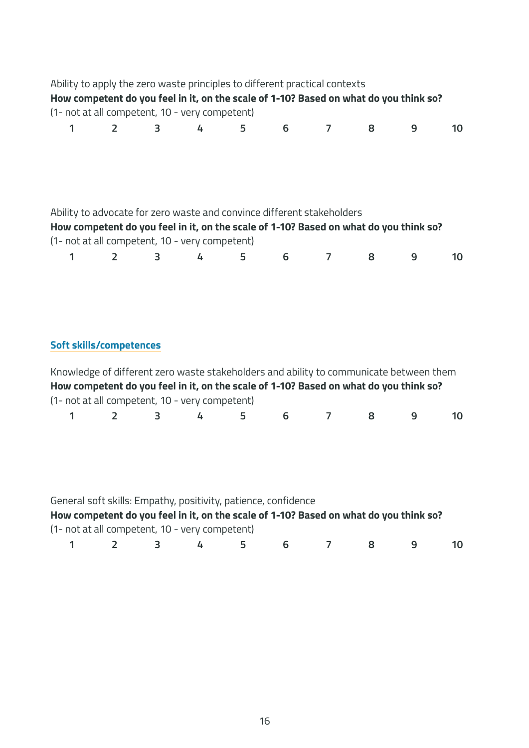Ability to apply the zero waste principles to different practical contexts

**How competent do you feel in it, on the scale of 1-10? Based on what do you think so?**

(1- not at all competent, 10 - very competent)

1 2 3 4 5 6 7 8 9 10

Ability to advocate for zero waste and convince different stakeholders

**How competent do you feel in it, on the scale of 1-10? Based on what do you think so?**

(1- not at all competent, 10 - very competent)

1 2 3 4 5 6 7 8 9 10

## Soft skills/competences

Knowledge of different zero waste stakeholders and ability to communicate between them

**How competent do you feel in it, on the scale of 1-10? Based on what do you think so?**

(1- not at all competent, 10 - very competent)

1 2 3 4 5 6 7 8 9 10

General soft skills: Empathy, positivity, patience, confidence

**How competent do you feel in it, on the scale of 1-10? Based on what do you think so?**

(1- not at all competent, 10 - very competent)

1 2 3 4 5 6 7 8 9 10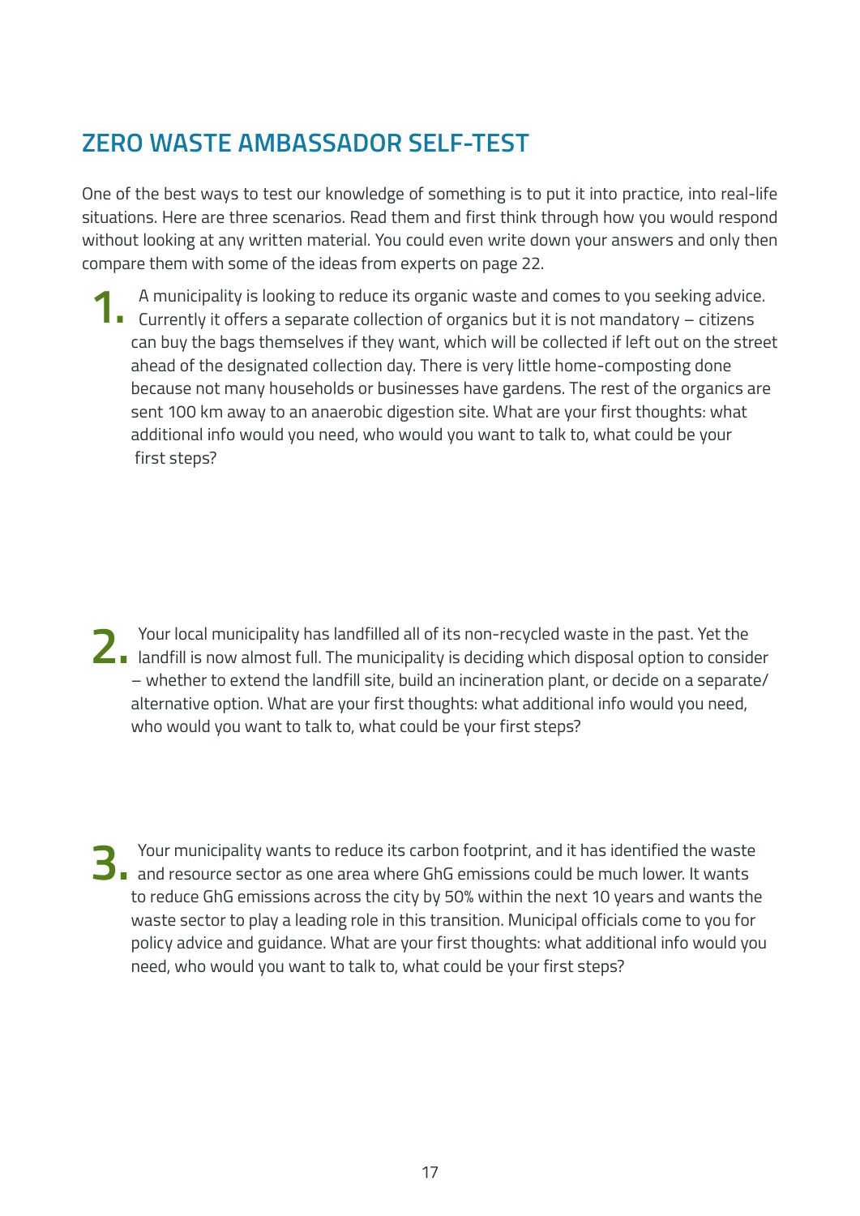## ZERO WASTE AMBASSADOR SELF-TEST

One of the best ways to test our knowledge of something is to put it into practice, into real-life situations. Here are three scenarios. Read them and first think through how you would respond without looking at any written material. You could even write down your answers and only then compare them with some of the ideas from experts on page 22.

1. A municipality is looking to reduce its organic waste and comes to you seeking advice. Currently it offers a separate collection of organics but it is not mandatory – citizens can buy the bags themselves if they want, which will be collected if left out on the street ahead of the designated collection day. There is very little home-composting done because not many households or businesses have gardens. The rest of the organics are sent 100 km away to an anaerobic digestion site. What are your first thoughts: what additional info would you need, who would you want to talk to, what could be your first steps?

2. Your local municipality has landfilled all of its non-recycled waste in the past. Yet the landfill is now almost full. The municipality is deciding which disposal option to consider – whether to extend the landfill site, build an incineration plant, or decide on a separate/alternative option. What are your first thoughts: what additional info would you need, who would you want to talk to, what could be your first steps?

3. Your municipality wants to reduce its carbon footprint, and it has identified the waste and resource sector as one area where GhG emissions could be much lower. It wants to reduce GhG emissions across the city by 50% within the next 10 years and wants the waste sector to play a leading role in this transition. Municipal officials come to you for policy advice and guidance. What are your first thoughts: what additional info would you need, who would you want to talk to, what could be your first steps?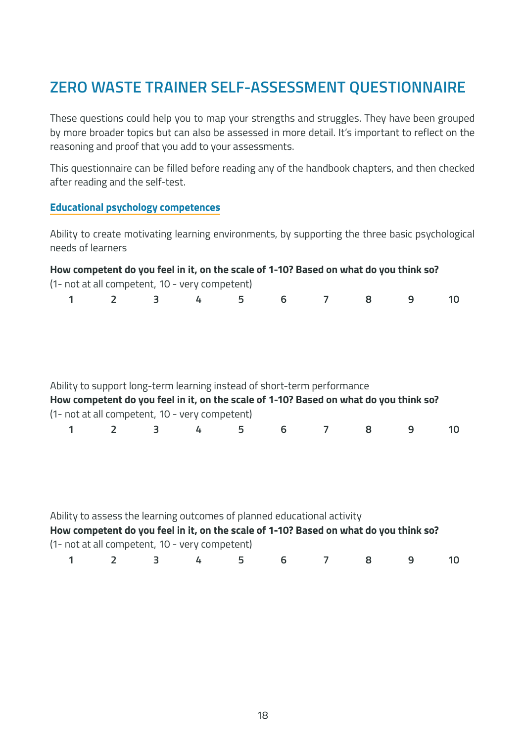# ZERO WASTE TRAINER SELF-ASSESSMENT QUESTIONNAIRE

These questions could help you to map your strengths and struggles. They have been grouped by more broader topics but can also be assessed in more detail. It's important to reflect on the reasoning and proof that you add to your assessments.

This questionnaire can be filled before reading any of the handbook chapters, and then checked after reading and the self-test.

## Educational psychology competences

Ability to create motivating learning environments, by supporting the three basic psychological needs of learners

**How competent do you feel in it, on the scale of 1-10? Based on what do you think so?**
(1- not at all competent, 10 - very competent)

1 2 3 4 5 6 7 8 9 10

Ability to support long-term learning instead of short-term performance
**How competent do you feel in it, on the scale of 1-10? Based on what do you think so?**
(1- not at all competent, 10 - very competent)

1 2 3 4 5 6 7 8 9 10

Ability to assess the learning outcomes of planned educational activity
**How competent do you feel in it, on the scale of 1-10? Based on what do you think so?**
(1- not at all competent, 10 - very competent)

1 2 3 4 5 6 7 8 9 10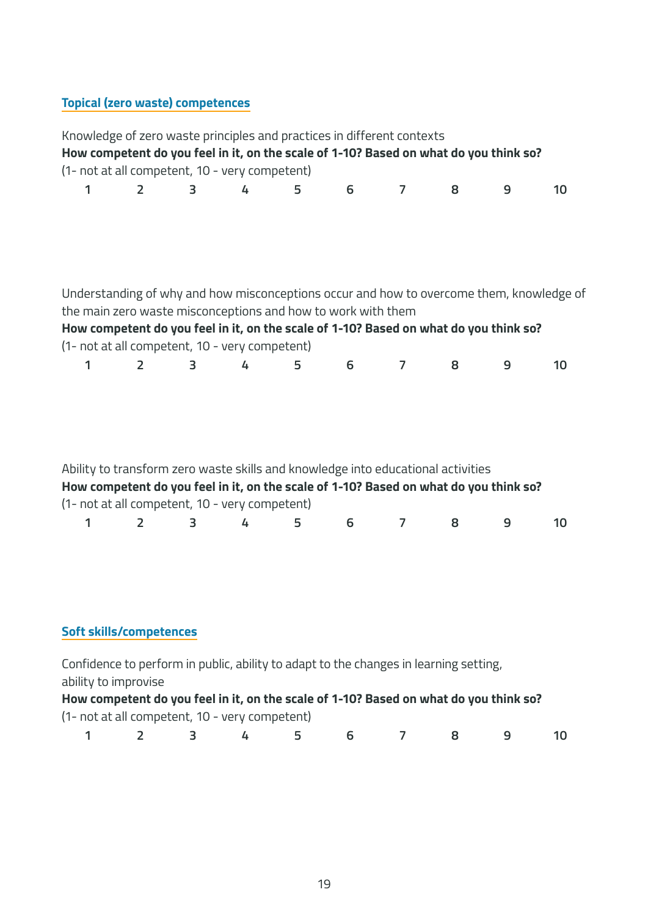### Topical (zero waste) competences

Knowledge of zero waste principles and practices in different contexts

**How competent do you feel in it, on the scale of 1-10? Based on what do you think so?**

(1- not at all competent, 10 - very competent)

1 2 3 4 5 6 7 8 9 10

Understanding of why and how misconceptions occur and how to overcome them, knowledge of the main zero waste misconceptions and how to work with them

**How competent do you feel in it, on the scale of 1-10? Based on what do you think so?**

(1- not at all competent, 10 - very competent)

1 2 3 4 5 6 7 8 9 10

Ability to transform zero waste skills and knowledge into educational activities

**How competent do you feel in it, on the scale of 1-10? Based on what do you think so?**

(1- not at all competent, 10 - very competent)

1 2 3 4 5 6 7 8 9 10

### Soft skills/competences

Confidence to perform in public, ability to adapt to the changes in learning setting, ability to improvise

**How competent do you feel in it, on the scale of 1-10? Based on what do you think so?**

(1- not at all competent, 10 - very competent)

1 2 3 4 5 6 7 8 9 10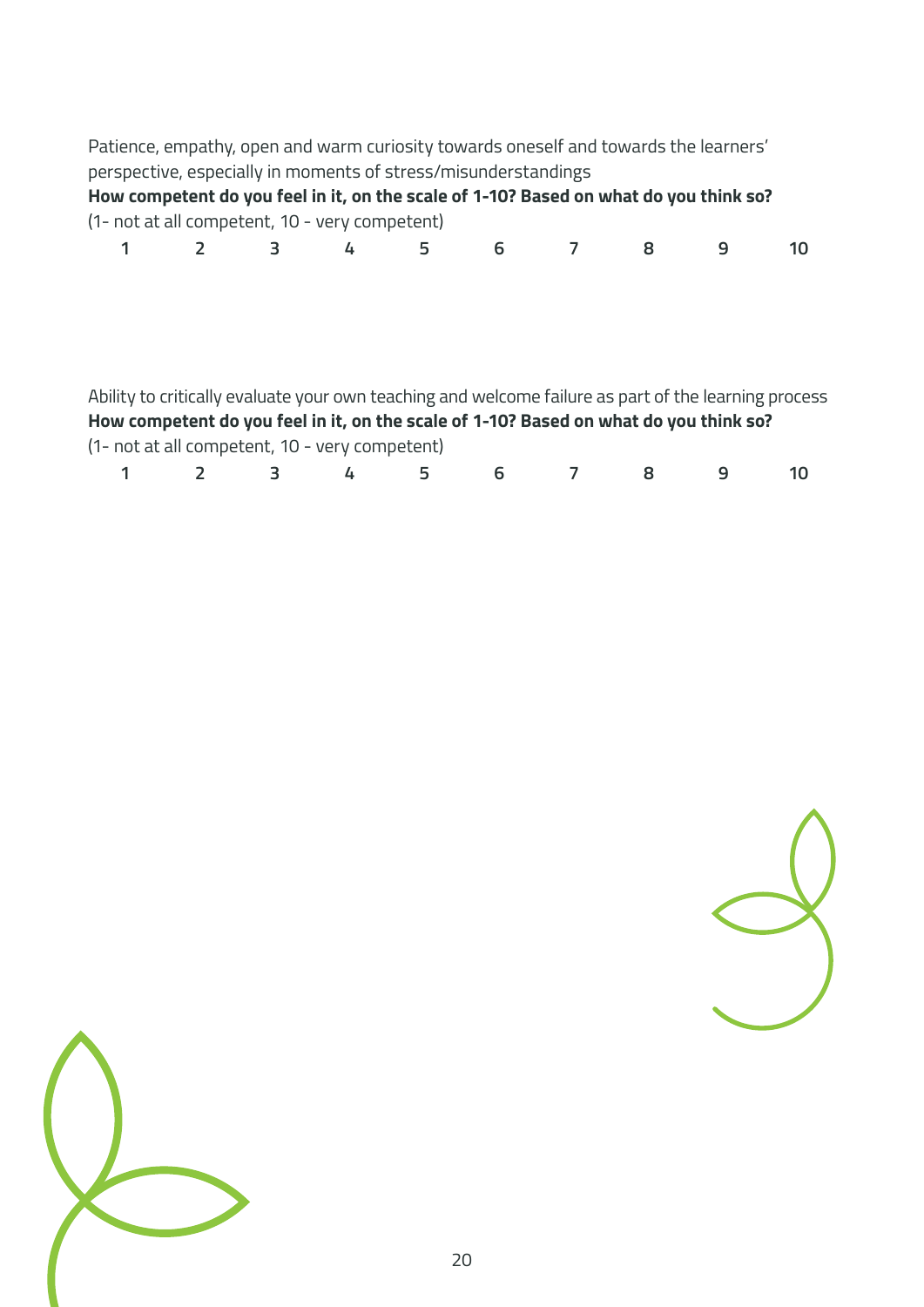Patience, empathy, open and warm curiosity towards oneself and towards the learners' perspective, especially in moments of stress/misunderstandings

**How competent do you feel in it, on the scale of 1-10? Based on what do you think so?**

(1- not at all competent, 10 - very competent)

1 2 3 4 5 6 7 8 9 10

Ability to critically evaluate your own teaching and welcome failure as part of the learning process

**How competent do you feel in it, on the scale of 1-10? Based on what do you think so?**

(1- not at all competent, 10 - very competent)

1 2 3 4 5 6 7 8 9 10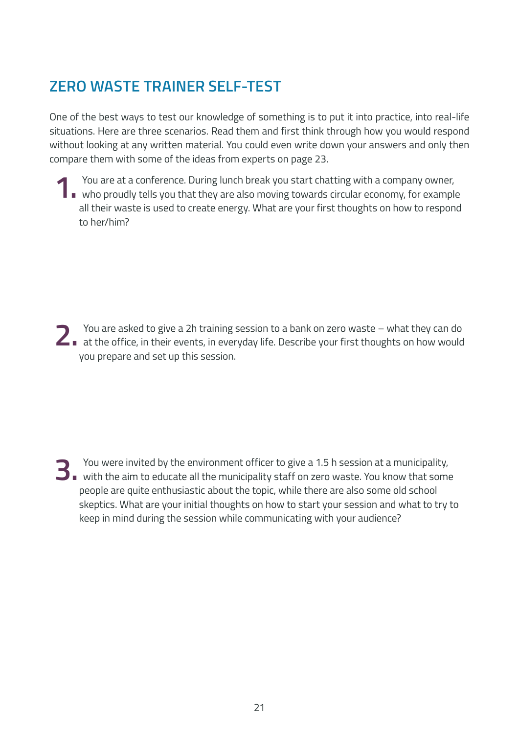## ZERO WASTE TRAINER SELF-TEST

One of the best ways to test our knowledge of something is to put it into practice, into real-life situations. Here are three scenarios. Read them and first think through how you would respond without looking at any written material. You could even write down your answers and only then compare them with some of the ideas from experts on page 23.

1. You are at a conference. During lunch break you start chatting with a company owner, who proudly tells you that they are also moving towards circular economy, for example all their waste is used to create energy. What are your first thoughts on how to respond to her/him?

2. You are asked to give a 2h training session to a bank on zero waste – what they can do at the office, in their events, in everyday life. Describe your first thoughts on how would you prepare and set up this session.

3. You were invited by the environment officer to give a 1.5 h session at a municipality, with the aim to educate all the municipality staff on zero waste. You know that some people are quite enthusiastic about the topic, while there are also some old school skeptics. What are your initial thoughts on how to start your session and what to try to keep in mind during the session while communicating with your audience?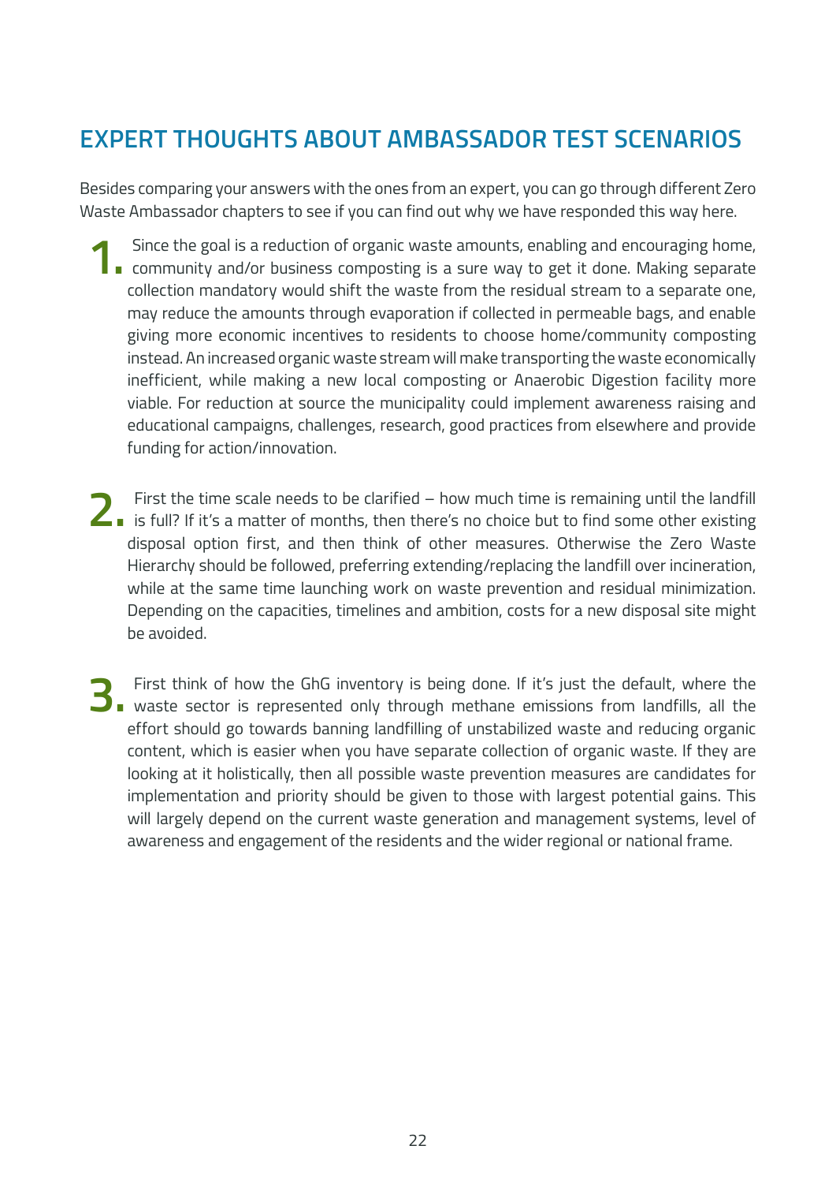## EXPERT THOUGHTS ABOUT AMBASSADOR TEST SCENARIOS

Besides comparing your answers with the ones from an expert, you can go through different Zero Waste Ambassador chapters to see if you can find out why we have responded this way here.

1. Since the goal is a reduction of organic waste amounts, enabling and encouraging home, community and/or business composting is a sure way to get it done. Making separate collection mandatory would shift the waste from the residual stream to a separate one, may reduce the amounts through evaporation if collected in permeable bags, and enable giving more economic incentives to residents to choose home/community composting instead. An increased organic waste stream will make transporting the waste economically inefficient, while making a new local composting or Anaerobic Digestion facility more viable. For reduction at source the municipality could implement awareness raising and educational campaigns, challenges, research, good practices from elsewhere and provide funding for action/innovation.

2. First the time scale needs to be clarified – how much time is remaining until the landfill is full? If it's a matter of months, then there's no choice but to find some other existing disposal option first, and then think of other measures. Otherwise the Zero Waste Hierarchy should be followed, preferring extending/replacing the landfill over incineration, while at the same time launching work on waste prevention and residual minimization. Depending on the capacities, timelines and ambition, costs for a new disposal site might be avoided.

3. First think of how the GhG inventory is being done. If it's just the default, where the waste sector is represented only through methane emissions from landfills, all the effort should go towards banning landfilling of unstabilized waste and reducing organic content, which is easier when you have separate collection of organic waste. If they are looking at it holistically, then all possible waste prevention measures are candidates for implementation and priority should be given to those with largest potential gains. This will largely depend on the current waste generation and management systems, level of awareness and engagement of the residents and the wider regional or national frame.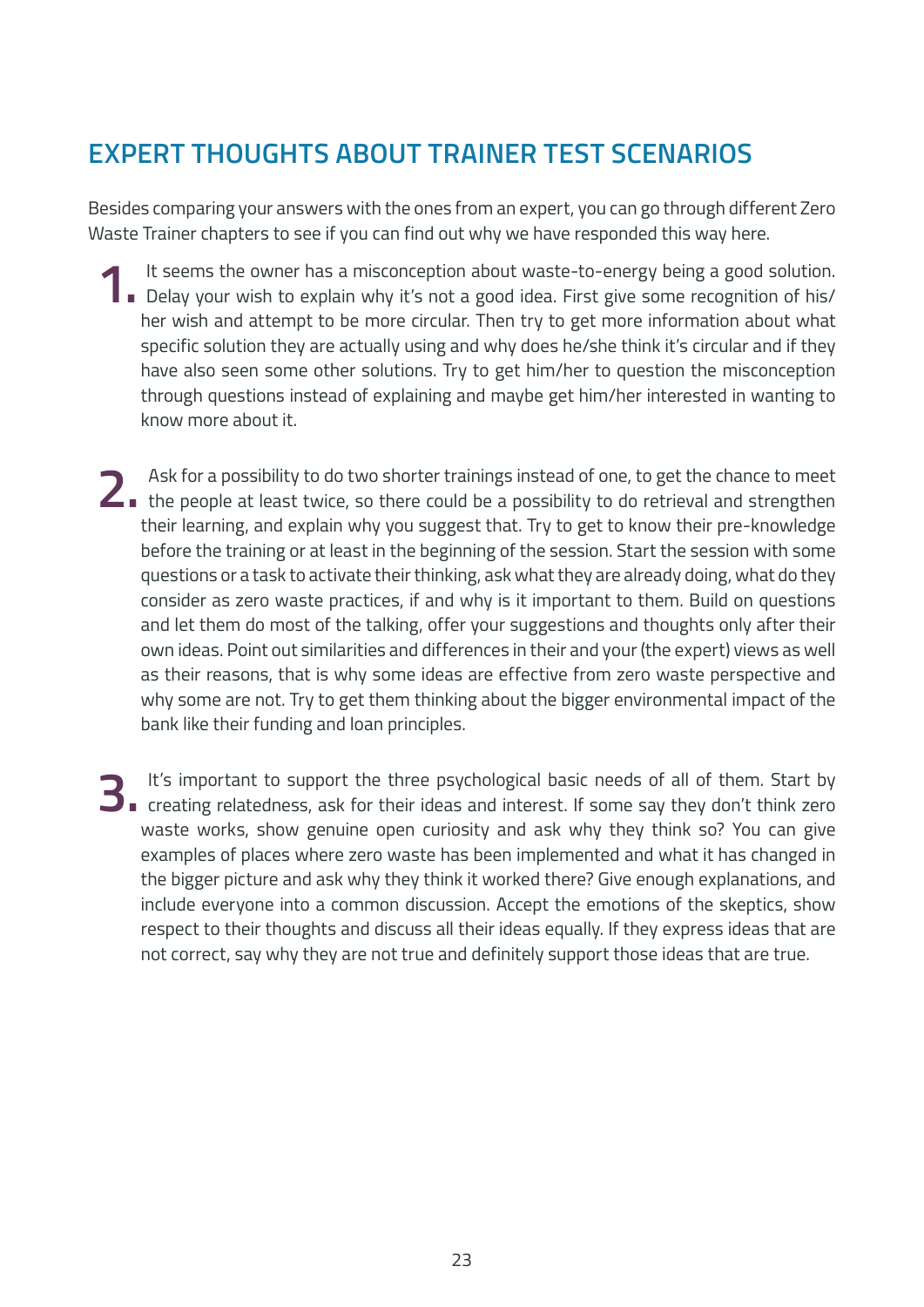## EXPERT THOUGHTS ABOUT TRAINER TEST SCENARIOS

Besides comparing your answers with the ones from an expert, you can go through different Zero Waste Trainer chapters to see if you can find out why we have responded this way here.

1. It seems the owner has a misconception about waste-to-energy being a good solution. Delay your wish to explain why it's not a good idea. First give some recognition of his/her wish and attempt to be more circular. Then try to get more information about what specific solution they are actually using and why does he/she think it's circular and if they have also seen some other solutions. Try to get him/her to question the misconception through questions instead of explaining and maybe get him/her interested in wanting to know more about it.

2. Ask for a possibility to do two shorter trainings instead of one, to get the chance to meet the people at least twice, so there could be a possibility to do retrieval and strengthen their learning, and explain why you suggest that. Try to get to know their pre-knowledge before the training or at least in the beginning of the session. Start the session with some questions or a task to activate their thinking, ask what they are already doing, what do they consider as zero waste practices, if and why is it important to them. Build on questions and let them do most of the talking, offer your suggestions and thoughts only after their own ideas. Point out similarities and differences in their and your (the expert) views as well as their reasons, that is why some ideas are effective from zero waste perspective and why some are not. Try to get them thinking about the bigger environmental impact of the bank like their funding and loan principles.

3. It's important to support the three psychological basic needs of all of them. Start by creating relatedness, ask for their ideas and interest. If some say they don't think zero waste works, show genuine open curiosity and ask why they think so? You can give examples of places where zero waste has been implemented and what it has changed in the bigger picture and ask why they think it worked there? Give enough explanations, and include everyone into a common discussion. Accept the emotions of the skeptics, show respect to their thoughts and discuss all their ideas equally. If they express ideas that are not correct, say why they are not true and definitely support those ideas that are true.